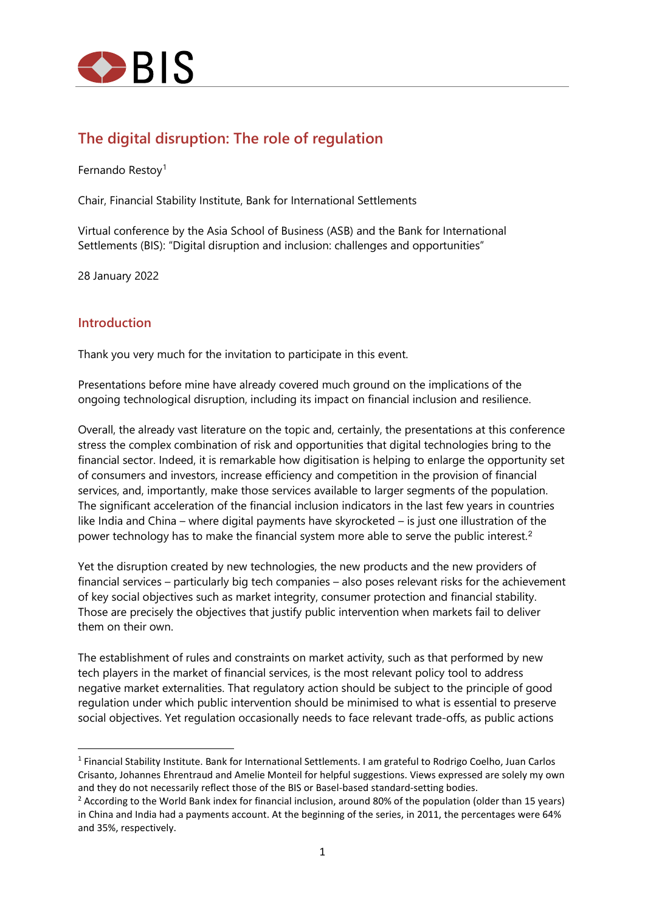# The digital disruption: The role of regulation

Fernando Restoy[1]

Chair, Financial Stability Institute, Bank for International Settlements

Virtual conference by the Asia School of Business (ASB) and the Bank for International Settlements (BIS): "Digital disruption and inclusion: challenges and opportunities"

28 January 2022

## Introduction

Thank you very much for the invitation to participate in this event.

Presentations before mine have already covered much ground on the implications of the ongoing technological disruption, including its impact on financial inclusion and resilience.

Overall, the already vast literature on the topic and, certainly, the presentations at this conference stress the complex combination of risk and opportunities that digital technologies bring to the financial sector. Indeed, it is remarkable how digitisation is helping to enlarge the opportunity set of consumers and investors, increase efficiency and competition in the provision of financial services, and, importantly, make those services available to larger segments of the population. The significant acceleration of the financial inclusion indicators in the last few years in countries like India and China – where digital payments have skyrocketed – is just one illustration of the power technology has to make the financial system more able to serve the public interest.[2]

Yet the disruption created by new technologies, the new products and the new providers of financial services – particularly big tech companies – also poses relevant risks for the achievement of key social objectives such as market integrity, consumer protection and financial stability. Those are precisely the objectives that justify public intervention when markets fail to deliver them on their own.

The establishment of rules and constraints on market activity, such as that performed by new tech players in the market of financial services, is the most relevant policy tool to address negative market externalities. That regulatory action should be subject to the principle of good regulation under which public intervention should be minimised to what is essential to preserve social objectives. Yet regulation occasionally needs to face relevant trade-offs, as public actions

---

[1] Financial Stability Institute. Bank for International Settlements. I am grateful to Rodrigo Coelho, Juan Carlos Crisanto, Johannes Ehrentraud and Amelie Monteil for helpful suggestions. Views expressed are solely my own and they do not necessarily reflect those of the BIS or Basel-based standard-setting bodies.

[2] According to the World Bank index for financial inclusion, around 80% of the population (older than 15 years) in China and India had a payments account. At the beginning of the series, in 2011, the percentages were 64% and 35%, respectively.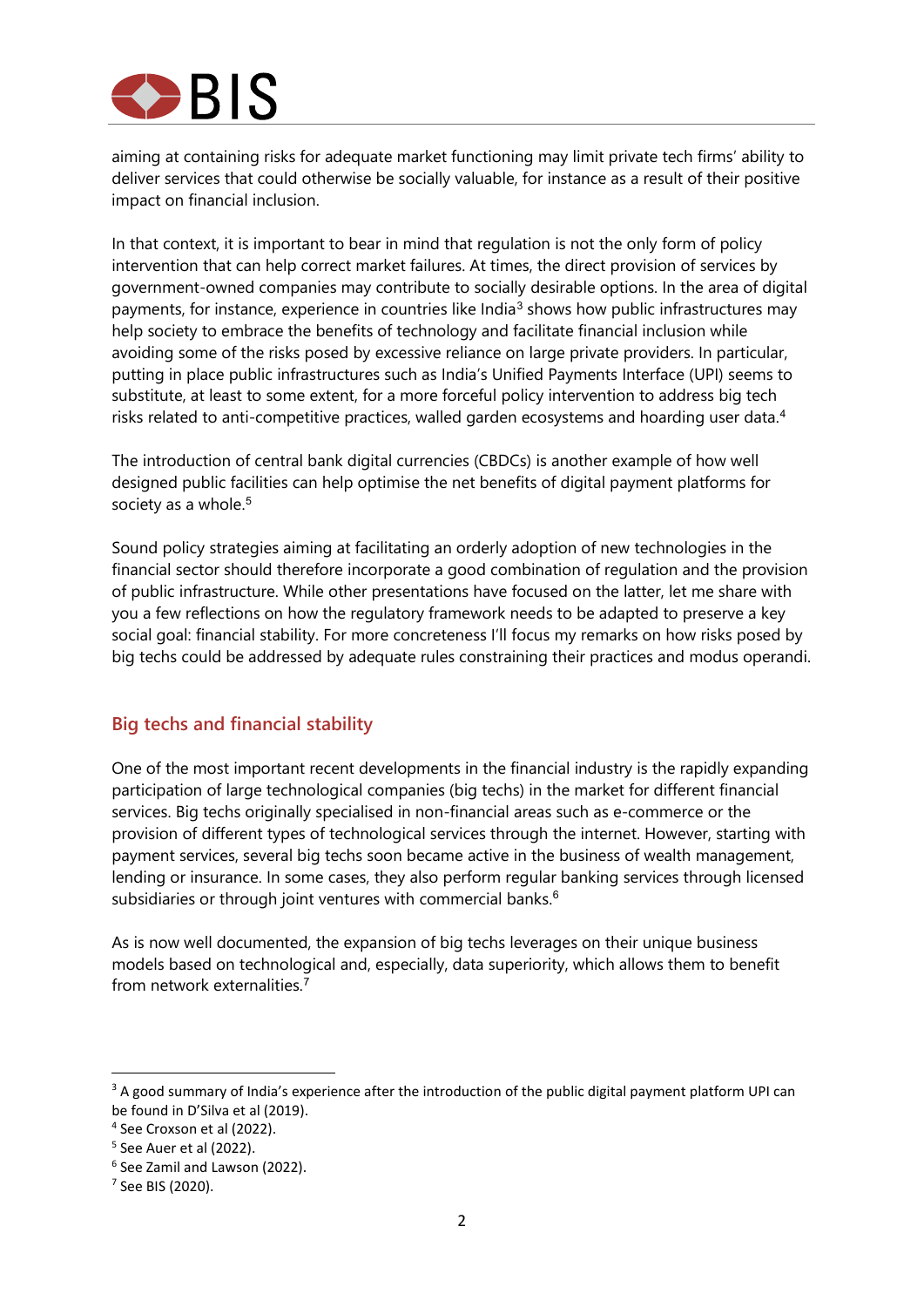aiming at containing risks for adequate market functioning may limit private tech firms' ability to deliver services that could otherwise be socially valuable, for instance as a result of their positive impact on financial inclusion.

In that context, it is important to bear in mind that regulation is not the only form of policy intervention that can help correct market failures. At times, the direct provision of services by government-owned companies may contribute to socially desirable options. In the area of digital payments, for instance, experience in countries like India[3] shows how public infrastructures may help society to embrace the benefits of technology and facilitate financial inclusion while avoiding some of the risks posed by excessive reliance on large private providers. In particular, putting in place public infrastructures such as India's Unified Payments Interface (UPI) seems to substitute, at least to some extent, for a more forceful policy intervention to address big tech risks related to anti-competitive practices, walled garden ecosystems and hoarding user data.[4]

The introduction of central bank digital currencies (CBDCs) is another example of how well designed public facilities can help optimise the net benefits of digital payment platforms for society as a whole.[5]

Sound policy strategies aiming at facilitating an orderly adoption of new technologies in the financial sector should therefore incorporate a good combination of regulation and the provision of public infrastructure. While other presentations have focused on the latter, let me share with you a few reflections on how the regulatory framework needs to be adapted to preserve a key social goal: financial stability. For more concreteness I'll focus my remarks on how risks posed by big techs could be addressed by adequate rules constraining their practices and modus operandi.

## Big techs and financial stability

One of the most important recent developments in the financial industry is the rapidly expanding participation of large technological companies (big techs) in the market for different financial services. Big techs originally specialised in non-financial areas such as e-commerce or the provision of different types of technological services through the internet. However, starting with payment services, several big techs soon became active in the business of wealth management, lending or insurance. In some cases, they also perform regular banking services through licensed subsidiaries or through joint ventures with commercial banks.[6]

As is now well documented, the expansion of big techs leverages on their unique business models based on technological and, especially, data superiority, which allows them to benefit from network externalities.[7]

---

[3] A good summary of India's experience after the introduction of the public digital payment platform UPI can be found in D'Silva et al (2019).

[4] See Croxson et al (2022).

[5] See Auer et al (2022).

[6] See Zamil and Lawson (2022).

[7] See BIS (2020).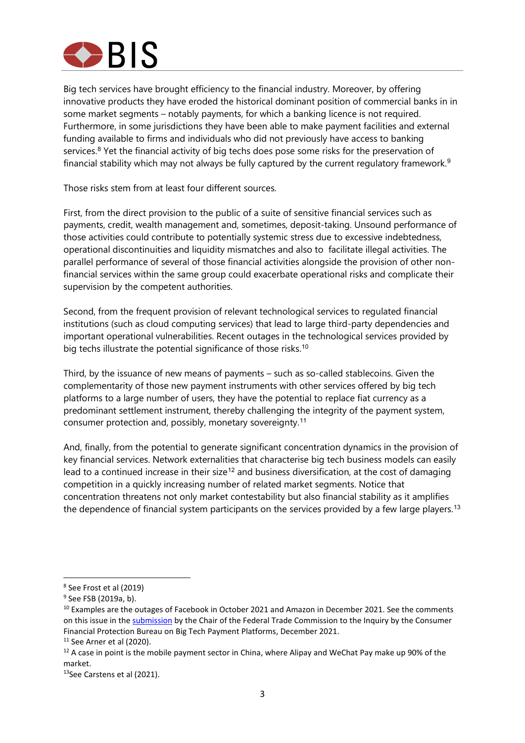Big tech services have brought efficiency to the financial industry. Moreover, by offering innovative products they have eroded the historical dominant position of commercial banks in in some market segments – notably payments, for which a banking licence is not required. Furthermore, in some jurisdictions they have been able to make payment facilities and external funding available to firms and individuals who did not previously have access to banking services.[8] Yet the financial activity of big techs does pose some risks for the preservation of financial stability which may not always be fully captured by the current regulatory framework.[9]

Those risks stem from at least four different sources.

First, from the direct provision to the public of a suite of sensitive financial services such as payments, credit, wealth management and, sometimes, deposit-taking. Unsound performance of those activities could contribute to potentially systemic stress due to excessive indebtedness, operational discontinuities and liquidity mismatches and also to facilitate illegal activities. The parallel performance of several of those financial activities alongside the provision of other non-financial services within the same group could exacerbate operational risks and complicate their supervision by the competent authorities.

Second, from the frequent provision of relevant technological services to regulated financial institutions (such as cloud computing services) that lead to large third-party dependencies and important operational vulnerabilities. Recent outages in the technological services provided by big techs illustrate the potential significance of those risks.[10]

Third, by the issuance of new means of payments – such as so-called stablecoins. Given the complementarity of those new payment instruments with other services offered by big tech platforms to a large number of users, they have the potential to replace fiat currency as a predominant settlement instrument, thereby challenging the integrity of the payment system, consumer protection and, possibly, monetary sovereignty.[11]

And, finally, from the potential to generate significant concentration dynamics in the provision of key financial services. Network externalities that characterise big tech business models can easily lead to a continued increase in their size[12] and business diversification, at the cost of damaging competition in a quickly increasing number of related market segments. Notice that concentration threatens not only market contestability but also financial stability as it amplifies the dependence of financial system participants on the services provided by a few large players.[13]

---

[8] See Frost et al (2019)

[9] See FSB (2019a, b).

[10] Examples are the outages of Facebook in October 2021 and Amazon in December 2021. See the comments on this issue in the submission by the Chair of the Federal Trade Commission to the Inquiry by the Consumer Financial Protection Bureau on Big Tech Payment Platforms, December 2021.

[11] See Arner et al (2020).

[12] A case in point is the mobile payment sector in China, where Alipay and WeChat Pay make up 90% of the market.

[13] See Carstens et al (2021).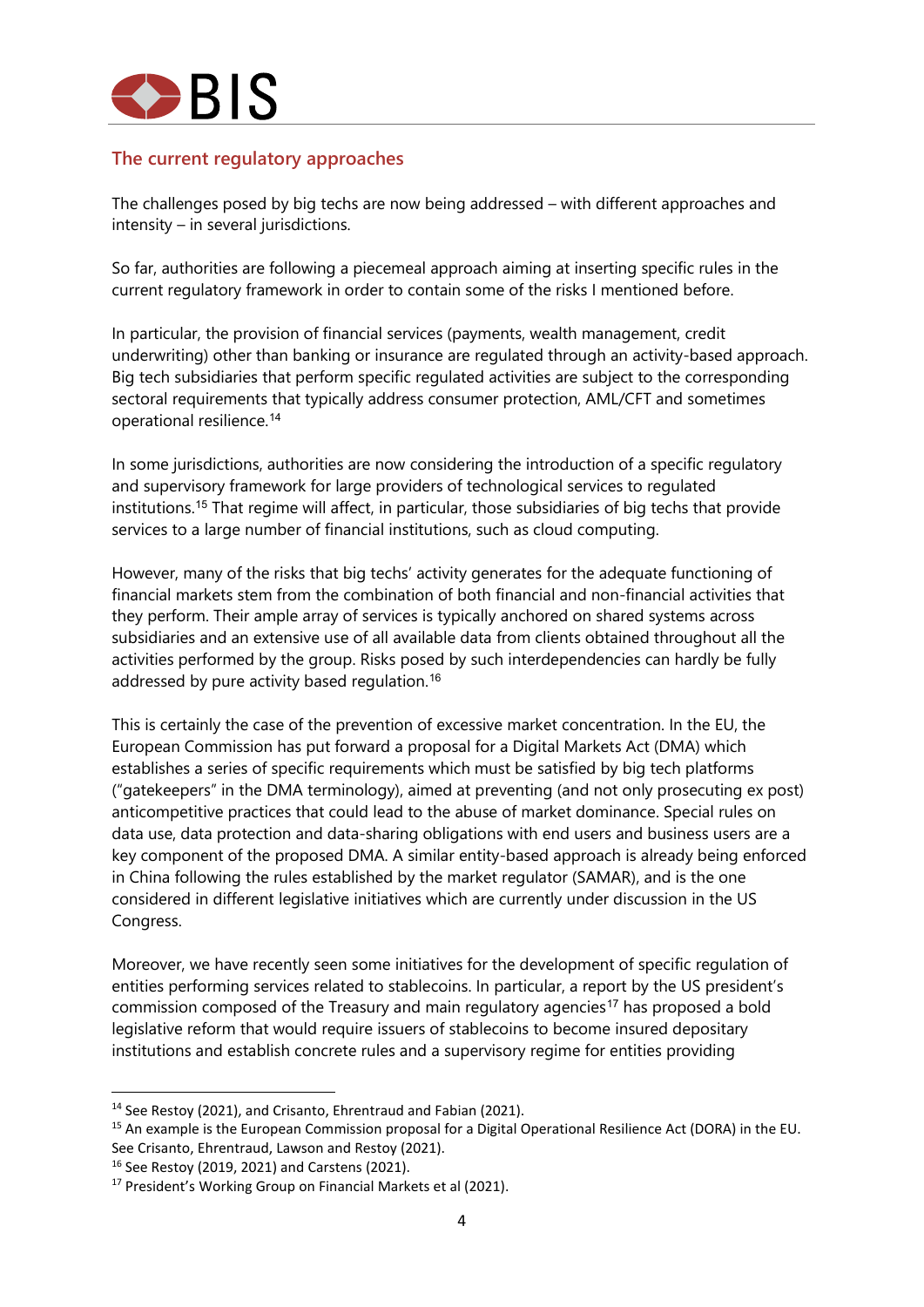## The current regulatory approaches

The challenges posed by big techs are now being addressed – with different approaches and intensity – in several jurisdictions.

So far, authorities are following a piecemeal approach aiming at inserting specific rules in the current regulatory framework in order to contain some of the risks I mentioned before.

In particular, the provision of financial services (payments, wealth management, credit underwriting) other than banking or insurance are regulated through an activity-based approach. Big tech subsidiaries that perform specific regulated activities are subject to the corresponding sectoral requirements that typically address consumer protection, AML/CFT and sometimes operational resilience.[14]

In some jurisdictions, authorities are now considering the introduction of a specific regulatory and supervisory framework for large providers of technological services to regulated institutions.[15] That regime will affect, in particular, those subsidiaries of big techs that provide services to a large number of financial institutions, such as cloud computing.

However, many of the risks that big techs' activity generates for the adequate functioning of financial markets stem from the combination of both financial and non-financial activities that they perform. Their ample array of services is typically anchored on shared systems across subsidiaries and an extensive use of all available data from clients obtained throughout all the activities performed by the group. Risks posed by such interdependencies can hardly be fully addressed by pure activity based regulation.[16]

This is certainly the case of the prevention of excessive market concentration. In the EU, the European Commission has put forward a proposal for a Digital Markets Act (DMA) which establishes a series of specific requirements which must be satisfied by big tech platforms ("gatekeepers" in the DMA terminology), aimed at preventing (and not only prosecuting ex post) anticompetitive practices that could lead to the abuse of market dominance. Special rules on data use, data protection and data-sharing obligations with end users and business users are a key component of the proposed DMA. A similar entity-based approach is already being enforced in China following the rules established by the market regulator (SAMAR), and is the one considered in different legislative initiatives which are currently under discussion in the US Congress.

Moreover, we have recently seen some initiatives for the development of specific regulation of entities performing services related to stablecoins. In particular, a report by the US president's commission composed of the Treasury and main regulatory agencies[17] has proposed a bold legislative reform that would require issuers of stablecoins to become insured depositary institutions and establish concrete rules and a supervisory regime for entities providing

---

[14] See Restoy (2021), and Crisanto, Ehrentraud and Fabian (2021).

[15] An example is the European Commission proposal for a Digital Operational Resilience Act (DORA) in the EU. See Crisanto, Ehrentraud, Lawson and Restoy (2021).

[16] See Restoy (2019, 2021) and Carstens (2021).

[17] President's Working Group on Financial Markets et al (2021).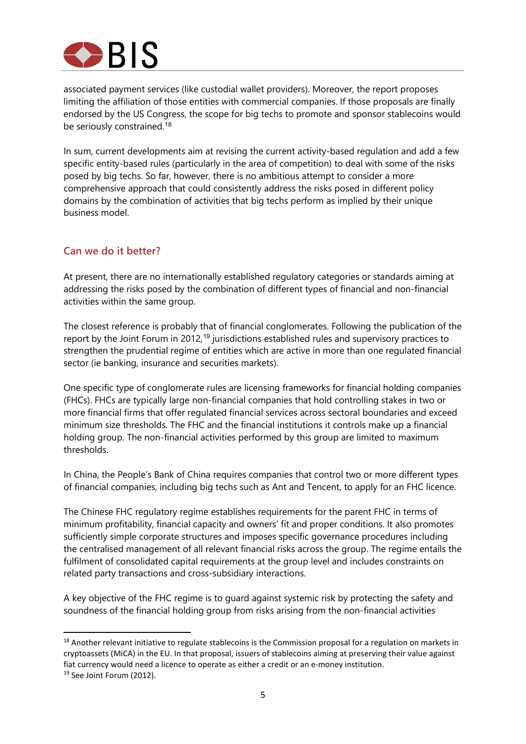associated payment services (like custodial wallet providers). Moreover, the report proposes limiting the affiliation of those entities with commercial companies. If those proposals are finally endorsed by the US Congress, the scope for big techs to promote and sponsor stablecoins would be seriously constrained.[18]

In sum, current developments aim at revising the current activity-based regulation and add a few specific entity-based rules (particularly in the area of competition) to deal with some of the risks posed by big techs. So far, however, there is no ambitious attempt to consider a more comprehensive approach that could consistently address the risks posed in different policy domains by the combination of activities that big techs perform as implied by their unique business model.

## Can we do it better?

At present, there are no internationally established regulatory categories or standards aiming at addressing the risks posed by the combination of different types of financial and non-financial activities within the same group.

The closest reference is probably that of financial conglomerates. Following the publication of the report by the Joint Forum in 2012,[19] jurisdictions established rules and supervisory practices to strengthen the prudential regime of entities which are active in more than one regulated financial sector (ie banking, insurance and securities markets).

One specific type of conglomerate rules are licensing frameworks for financial holding companies (FHCs). FHCs are typically large non-financial companies that hold controlling stakes in two or more financial firms that offer regulated financial services across sectoral boundaries and exceed minimum size thresholds. The FHC and the financial institutions it controls make up a financial holding group. The non-financial activities performed by this group are limited to maximum thresholds.

In China, the People's Bank of China requires companies that control two or more different types of financial companies, including big techs such as Ant and Tencent, to apply for an FHC licence.

The Chinese FHC regulatory regime establishes requirements for the parent FHC in terms of minimum profitability, financial capacity and owners' fit and proper conditions. It also promotes sufficiently simple corporate structures and imposes specific governance procedures including the centralised management of all relevant financial risks across the group. The regime entails the fulfilment of consolidated capital requirements at the group level and includes constraints on related party transactions and cross-subsidiary interactions.

A key objective of the FHC regime is to guard against systemic risk by protecting the safety and soundness of the financial holding group from risks arising from the non-financial activities

[18] Another relevant initiative to regulate stablecoins is the Commission proposal for a regulation on markets in cryptoassets (MiCA) in the EU. In that proposal, issuers of stablecoins aiming at preserving their value against fiat currency would need a licence to operate as either a credit or an e-money institution.

[19] See Joint Forum (2012).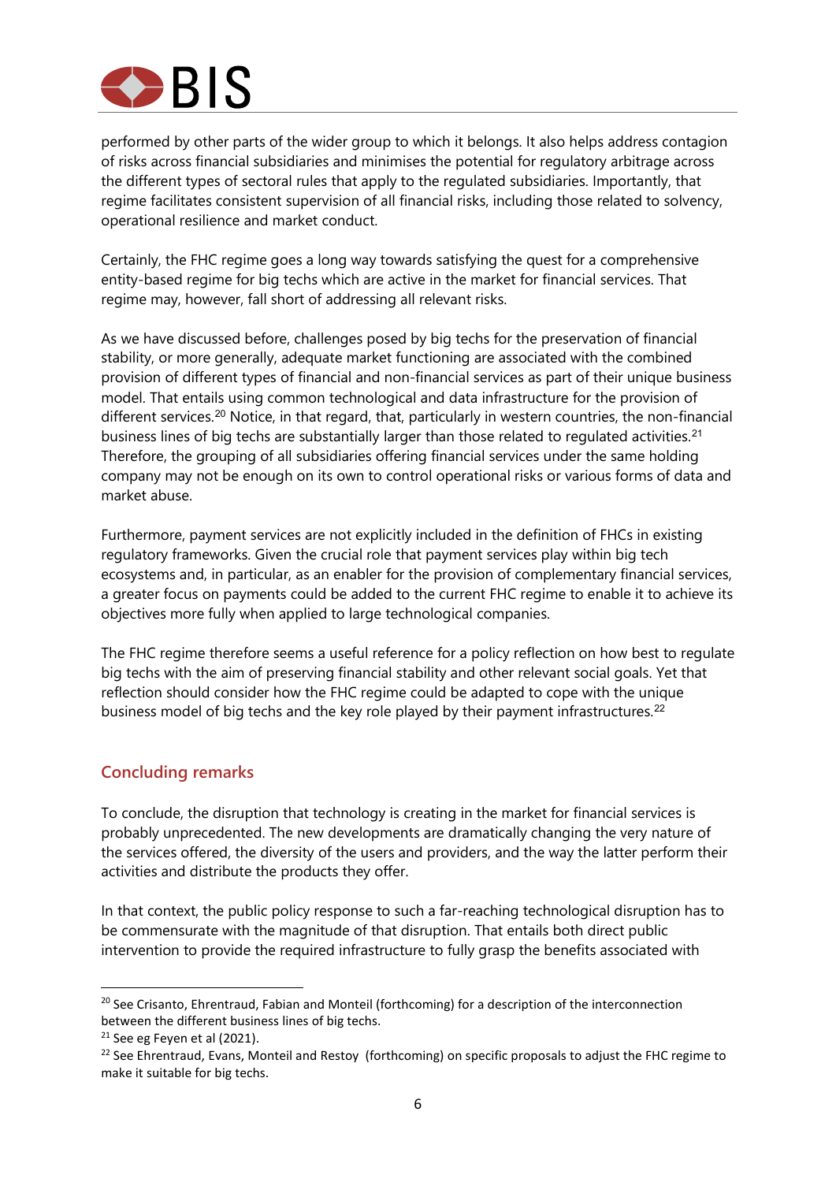performed by other parts of the wider group to which it belongs. It also helps address contagion of risks across financial subsidiaries and minimises the potential for regulatory arbitrage across the different types of sectoral rules that apply to the regulated subsidiaries. Importantly, that regime facilitates consistent supervision of all financial risks, including those related to solvency, operational resilience and market conduct.

Certainly, the FHC regime goes a long way towards satisfying the quest for a comprehensive entity-based regime for big techs which are active in the market for financial services. That regime may, however, fall short of addressing all relevant risks.

As we have discussed before, challenges posed by big techs for the preservation of financial stability, or more generally, adequate market functioning are associated with the combined provision of different types of financial and non-financial services as part of their unique business model. That entails using common technological and data infrastructure for the provision of different services.[20] Notice, in that regard, that, particularly in western countries, the non-financial business lines of big techs are substantially larger than those related to regulated activities.[21] Therefore, the grouping of all subsidiaries offering financial services under the same holding company may not be enough on its own to control operational risks or various forms of data and market abuse.

Furthermore, payment services are not explicitly included in the definition of FHCs in existing regulatory frameworks. Given the crucial role that payment services play within big tech ecosystems and, in particular, as an enabler for the provision of complementary financial services, a greater focus on payments could be added to the current FHC regime to enable it to achieve its objectives more fully when applied to large technological companies.

The FHC regime therefore seems a useful reference for a policy reflection on how best to regulate big techs with the aim of preserving financial stability and other relevant social goals. Yet that reflection should consider how the FHC regime could be adapted to cope with the unique business model of big techs and the key role played by their payment infrastructures.[22]

## Concluding remarks

To conclude, the disruption that technology is creating in the market for financial services is probably unprecedented. The new developments are dramatically changing the very nature of the services offered, the diversity of the users and providers, and the way the latter perform their activities and distribute the products they offer.

In that context, the public policy response to such a far-reaching technological disruption has to be commensurate with the magnitude of that disruption. That entails both direct public intervention to provide the required infrastructure to fully grasp the benefits associated with

---

[20] See Crisanto, Ehrentraud, Fabian and Monteil (forthcoming) for a description of the interconnection between the different business lines of big techs.

[21] See eg Feyen et al (2021).

[22] See Ehrentraud, Evans, Monteil and Restoy (forthcoming) on specific proposals to adjust the FHC regime to make it suitable for big techs.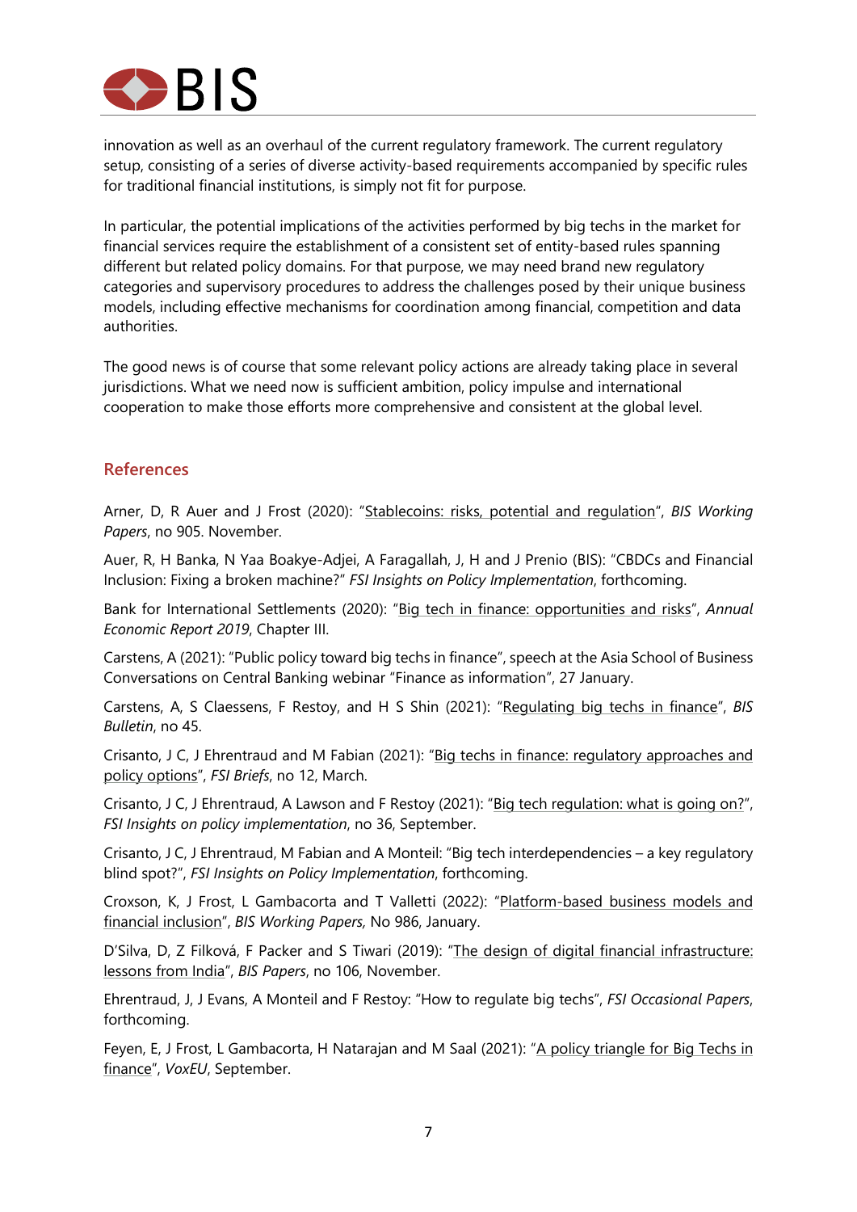innovation as well as an overhaul of the current regulatory framework. The current regulatory setup, consisting of a series of diverse activity-based requirements accompanied by specific rules for traditional financial institutions, is simply not fit for purpose.

In particular, the potential implications of the activities performed by big techs in the market for financial services require the establishment of a consistent set of entity-based rules spanning different but related policy domains. For that purpose, we may need brand new regulatory categories and supervisory procedures to address the challenges posed by their unique business models, including effective mechanisms for coordination among financial, competition and data authorities.

The good news is of course that some relevant policy actions are already taking place in several jurisdictions. What we need now is sufficient ambition, policy impulse and international cooperation to make those efforts more comprehensive and consistent at the global level.

## References

Arner, D, R Auer and J Frost (2020): "Stablecoins: risks, potential and regulation", *BIS Working Papers*, no 905. November.

Auer, R, H Banka, N Yaa Boakye-Adjei, A Faragallah, J, H and J Prenio (BIS): "CBDCs and Financial Inclusion: Fixing a broken machine?" *FSI Insights on Policy Implementation*, forthcoming.

Bank for International Settlements (2020): "Big tech in finance: opportunities and risks", *Annual Economic Report 2019*, Chapter III.

Carstens, A (2021): "Public policy toward big techs in finance", speech at the Asia School of Business Conversations on Central Banking webinar "Finance as information", 27 January.

Carstens, A, S Claessens, F Restoy, and H S Shin (2021): "Regulating big techs in finance", *BIS Bulletin*, no 45.

Crisanto, J C, J Ehrentraud and M Fabian (2021): "Big techs in finance: regulatory approaches and policy options", *FSI Briefs*, no 12, March.

Crisanto, J C, J Ehrentraud, A Lawson and F Restoy (2021): "Big tech regulation: what is going on?", *FSI Insights on policy implementation*, no 36, September.

Crisanto, J C, J Ehrentraud, M Fabian and A Monteil: "Big tech interdependencies – a key regulatory blind spot?", *FSI Insights on Policy Implementation*, forthcoming.

Croxson, K, J Frost, L Gambacorta and T Valletti (2022): "Platform-based business models and financial inclusion", *BIS Working Papers,* No 986, January.

D'Silva, D, Z Filková, F Packer and S Tiwari (2019): "The design of digital financial infrastructure: lessons from India", *BIS Papers*, no 106, November.

Ehrentraud, J, J Evans, A Monteil and F Restoy: "How to regulate big techs", *FSI Occasional Papers*, forthcoming.

Feyen, E, J Frost, L Gambacorta, H Natarajan and M Saal (2021): "A policy triangle for Big Techs in finance", *VoxEU*, September.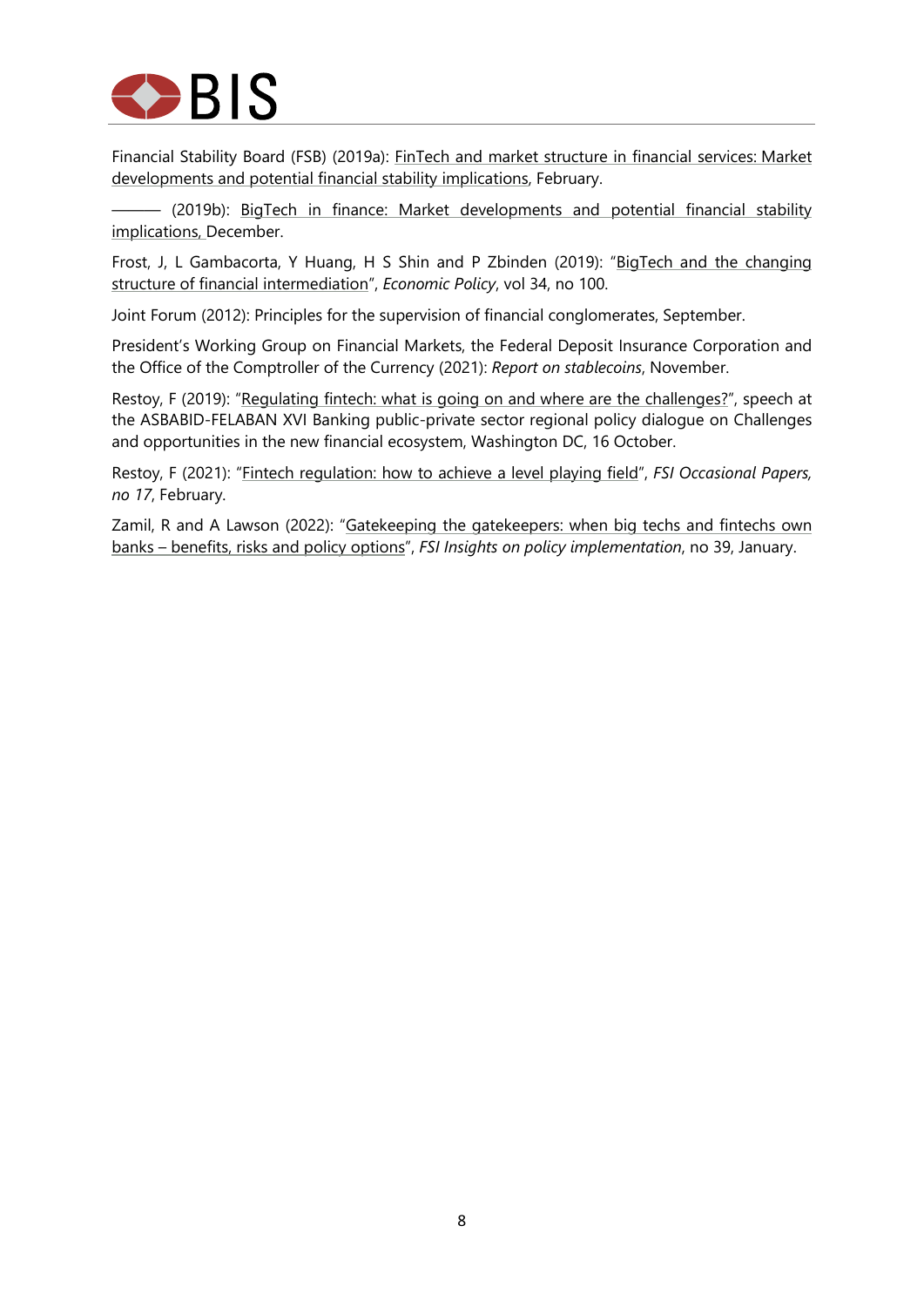Financial Stability Board (FSB) (2019a): FinTech and market structure in financial services: Market developments and potential financial stability implications, February.

——— (2019b): BigTech in finance: Market developments and potential financial stability implications, December.

Frost, J, L Gambacorta, Y Huang, H S Shin and P Zbinden (2019): "BigTech and the changing structure of financial intermediation", *Economic Policy*, vol 34, no 100.

Joint Forum (2012): Principles for the supervision of financial conglomerates, September.

President's Working Group on Financial Markets, the Federal Deposit Insurance Corporation and the Office of the Comptroller of the Currency (2021): *Report on stablecoins*, November.

Restoy, F (2019): "Regulating fintech: what is going on and where are the challenges?", speech at the ASBABID-FELABAN XVI Banking public-private sector regional policy dialogue on Challenges and opportunities in the new financial ecosystem, Washington DC, 16 October.

Restoy, F (2021): "Fintech regulation: how to achieve a level playing field", *FSI Occasional Papers, no 17*, February.

Zamil, R and A Lawson (2022): "Gatekeeping the gatekeepers: when big techs and fintechs own banks – benefits, risks and policy options", *FSI Insights on policy implementation*, no 39, January.